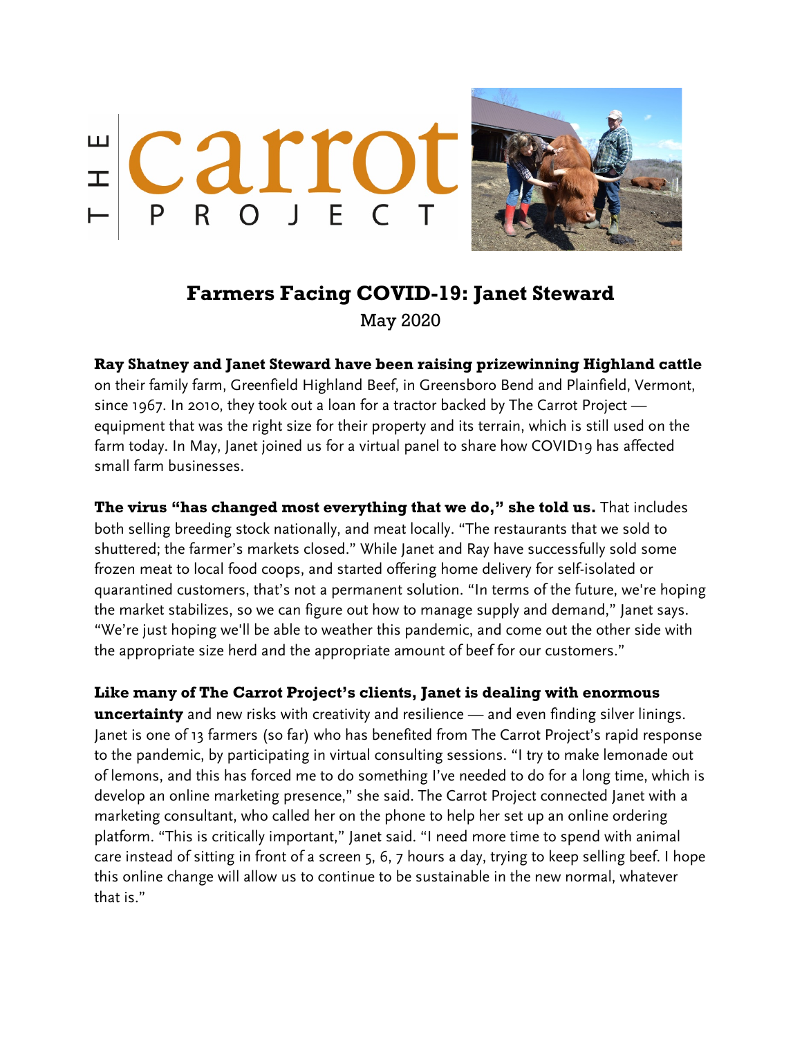THE carrot PROJECT

# Farmers Facing COVID-19: Janet Steward

May 2020

**Ray Shatney and Janet Steward have been raising prizewinning Highland cattle** on their family farm, Greenfield Highland Beef, in Greensboro Bend and Plainfield, Vermont, since 1967. In 2010, they took out a loan for a tractor backed by The Carrot Project — equipment that was the right size for their property and its terrain, which is still used on the farm today. In May, Janet joined us for a virtual panel to share how COVID19 has affected small farm businesses.

**The virus "has changed most everything that we do," she told us.** That includes both selling breeding stock nationally, and meat locally. "The restaurants that we sold to shuttered; the farmer's markets closed." While Janet and Ray have successfully sold some frozen meat to local food coops, and started offering home delivery for self-isolated or quarantined customers, that's not a permanent solution. "In terms of the future, we're hoping the market stabilizes, so we can figure out how to manage supply and demand," Janet says. "We're just hoping we'll be able to weather this pandemic, and come out the other side with the appropriate size herd and the appropriate amount of beef for our customers."

**Like many of The Carrot Project's clients, Janet is dealing with enormous uncertainty** and new risks with creativity and resilience — and even finding silver linings. Janet is one of 13 farmers (so far) who has benefited from The Carrot Project's rapid response to the pandemic, by participating in virtual consulting sessions. "I try to make lemonade out of lemons, and this has forced me to do something I've needed to do for a long time, which is develop an online marketing presence," she said. The Carrot Project connected Janet with a marketing consultant, who called her on the phone to help her set up an online ordering platform. "This is critically important," Janet said. "I need more time to spend with animal care instead of sitting in front of a screen 5, 6, 7 hours a day, trying to keep selling beef. I hope this online change will allow us to continue to be sustainable in the new normal, whatever that is."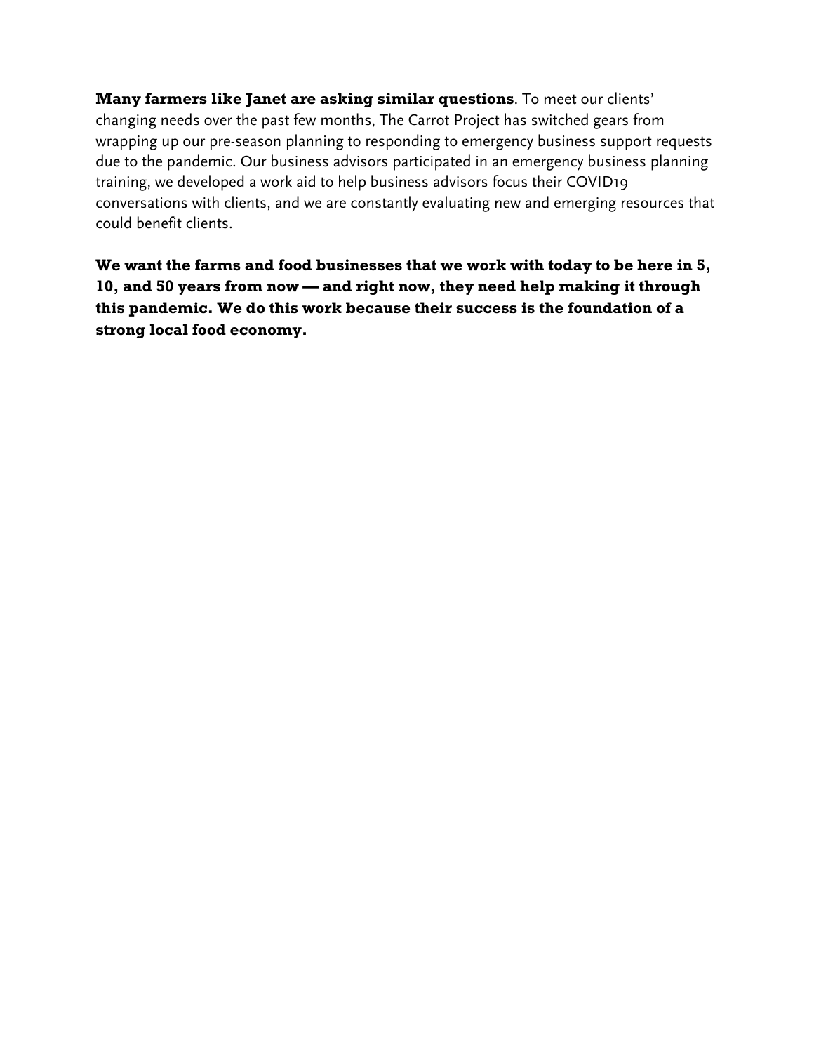**Many farmers like Janet are asking similar questions**. To meet our clients' changing needs over the past few months, The Carrot Project has switched gears from wrapping up our pre-season planning to responding to emergency business support requests due to the pandemic. Our business advisors participated in an emergency business planning training, we developed a work aid to help business advisors focus their COVID19 conversations with clients, and we are constantly evaluating new and emerging resources that could benefit clients.

**We want the farms and food businesses that we work with today to be here in 5, 10, and 50 years from now — and right now, they need help making it through this pandemic. We do this work because their success is the foundation of a strong local food economy.**